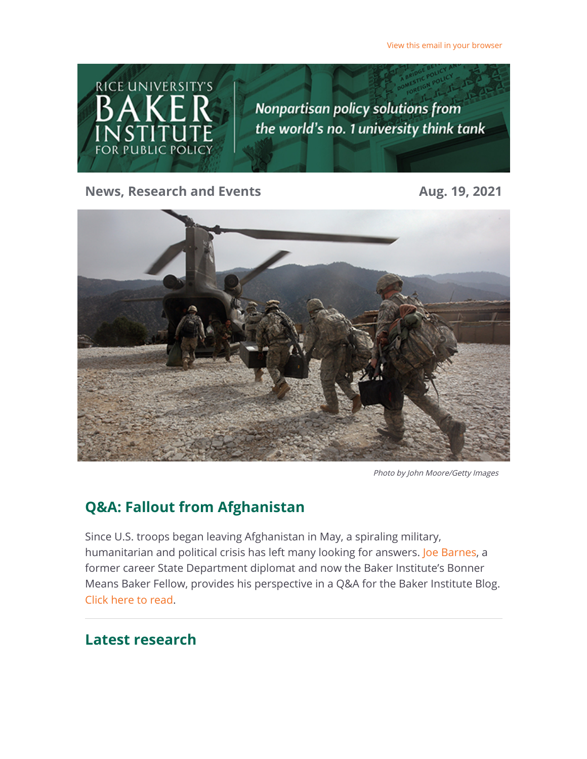View this email in your browser

RICE UNIVERSITY'S BAKER INSTITUTE FOR PUBLIC POLICY

*Nonpartisan policy solutions from the world's no. 1 university think tank*

**News, Research and Events** **Aug. 19, 2021**

*Photo by John Moore/Getty Images*

## Q&A: Fallout from Afghanistan

Since U.S. troops began leaving Afghanistan in May, a spiraling military, humanitarian and political crisis has left many looking for answers. Joe Barnes, a former career State Department diplomat and now the Baker Institute's Bonner Means Baker Fellow, provides his perspective in a Q&A for the Baker Institute Blog. Click here to read.

---

## Latest research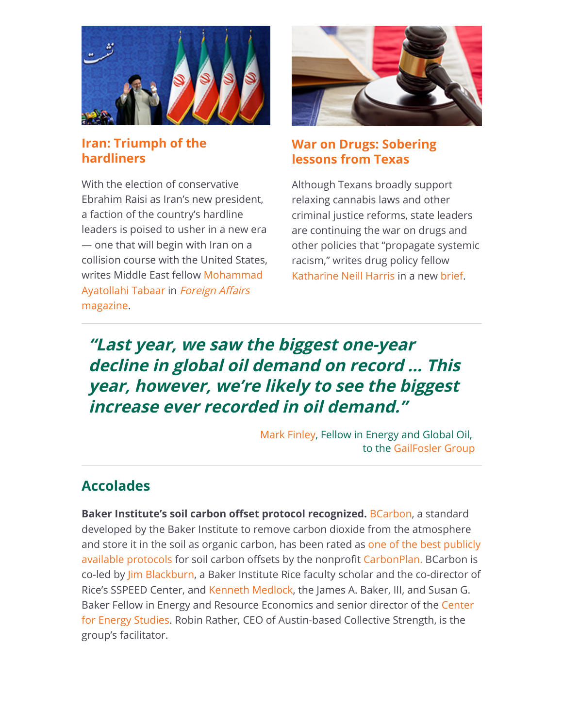### Iran: Triumph of the hardliners

With the election of conservative Ebrahim Raisi as Iran's new president, a faction of the country's hardline leaders is poised to usher in a new era — one that will begin with Iran on a collision course with the United States, writes Middle East fellow Mohammad Ayatollahi Tabaar in *Foreign Affairs* magazine.

### War on Drugs: Sobering lessons from Texas

Although Texans broadly support relaxing cannabis laws and other criminal justice reforms, state leaders are continuing the war on drugs and other policies that "propagate systemic racism," writes drug policy fellow Katharine Neill Harris in a new brief.

---

> ***"Last year, we saw the biggest one-year decline in global oil demand on record ... This year, however, we're likely to see the biggest increase ever recorded in oil demand."***
>
> Mark Finley, Fellow in Energy and Global Oil, to the GailFosler Group

---

## Accolades

**Baker Institute's soil carbon offset protocol recognized.** BCarbon, a standard developed by the Baker Institute to remove carbon dioxide from the atmosphere and store it in the soil as organic carbon, has been rated as one of the best publicly available protocols for soil carbon offsets by the nonprofit CarbonPlan. BCarbon is co-led by Jim Blackburn, a Baker Institute Rice faculty scholar and the co-director of Rice's SSPEED Center, and Kenneth Medlock, the James A. Baker, III, and Susan G. Baker Fellow in Energy and Resource Economics and senior director of the Center for Energy Studies. Robin Rather, CEO of Austin-based Collective Strength, is the group's facilitator.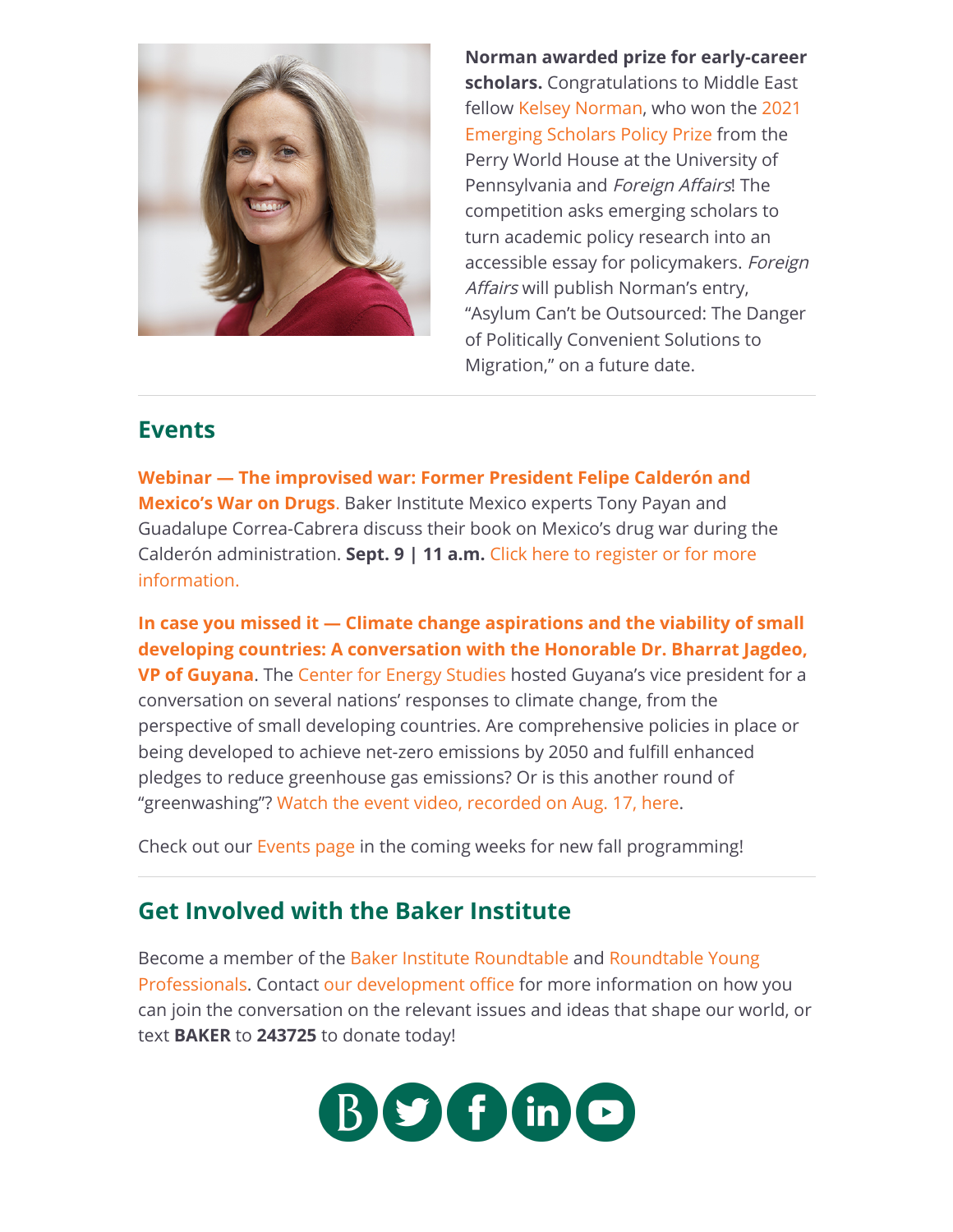**Norman awarded prize for early-career scholars.** Congratulations to Middle East fellow Kelsey Norman, who won the 2021 Emerging Scholars Policy Prize from the Perry World House at the University of Pennsylvania and *Foreign Affairs*! The competition asks emerging scholars to turn academic policy research into an accessible essay for policymakers. *Foreign Affairs* will publish Norman's entry, "Asylum Can't be Outsourced: The Danger of Politically Convenient Solutions to Migration," on a future date.

---

## Events

**Webinar — The improvised war: Former President Felipe Calderón and Mexico's War on Drugs**. Baker Institute Mexico experts Tony Payan and Guadalupe Correa-Cabrera discuss their book on Mexico's drug war during the Calderón administration. **Sept. 9 | 11 a.m.** Click here to register or for more information.

**In case you missed it — Climate change aspirations and the viability of small developing countries: A conversation with the Honorable Dr. Bharrat Jagdeo, VP of Guyana**. The Center for Energy Studies hosted Guyana's vice president for a conversation on several nations' responses to climate change, from the perspective of small developing countries. Are comprehensive policies in place or being developed to achieve net-zero emissions by 2050 and fulfill enhanced pledges to reduce greenhouse gas emissions? Or is this another round of "greenwashing"? Watch the event video, recorded on Aug. 17, here.

Check out our Events page in the coming weeks for new fall programming!

---

## Get Involved with the Baker Institute

Become a member of the Baker Institute Roundtable and Roundtable Young Professionals. Contact our development office for more information on how you can join the conversation on the relevant issues and ideas that shape our world, or text **BAKER** to **243725** to donate today!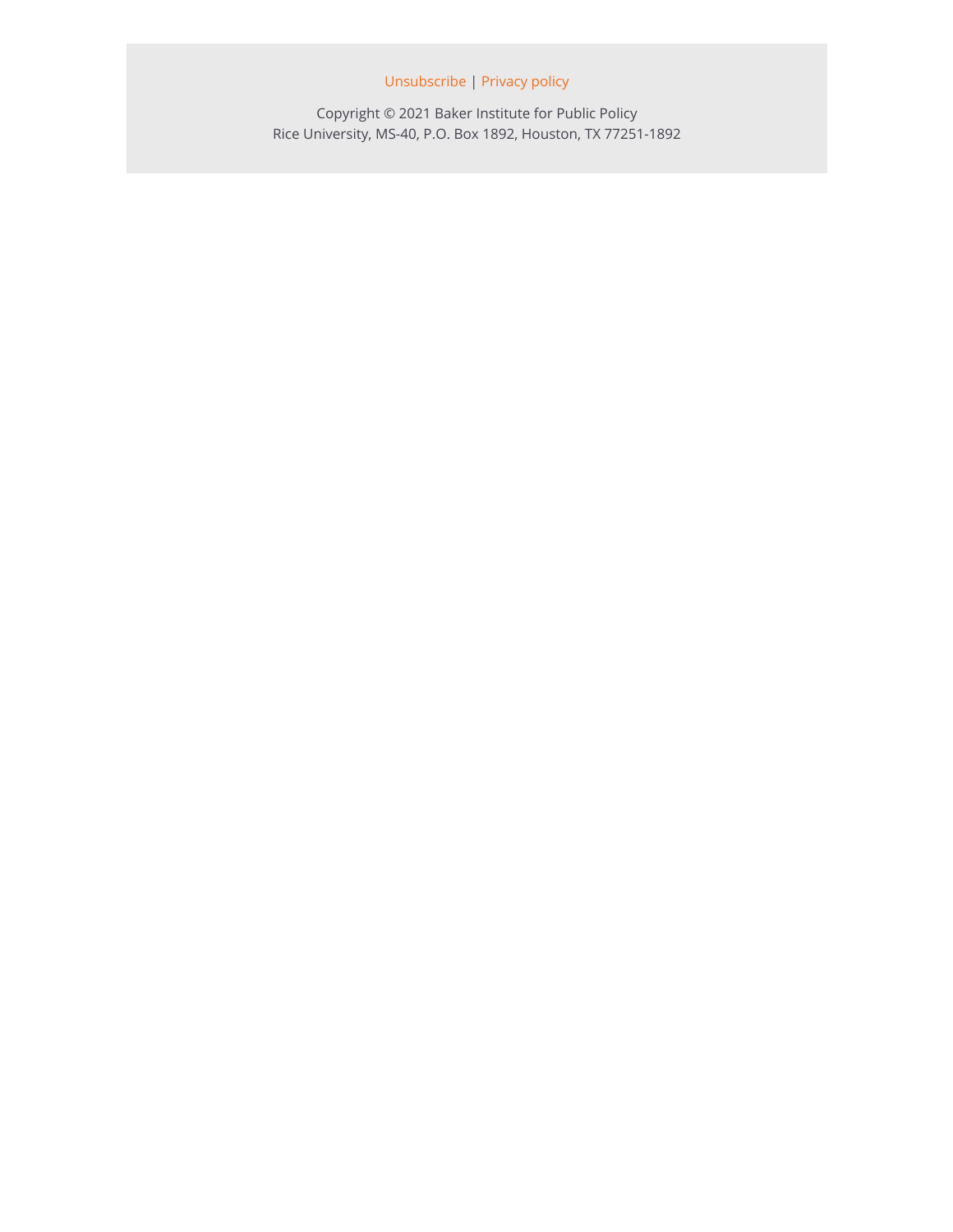Unsubscribe | Privacy policy

Copyright © 2021 Baker Institute for Public Policy
Rice University, MS-40, P.O. Box 1892, Houston, TX 77251-1892